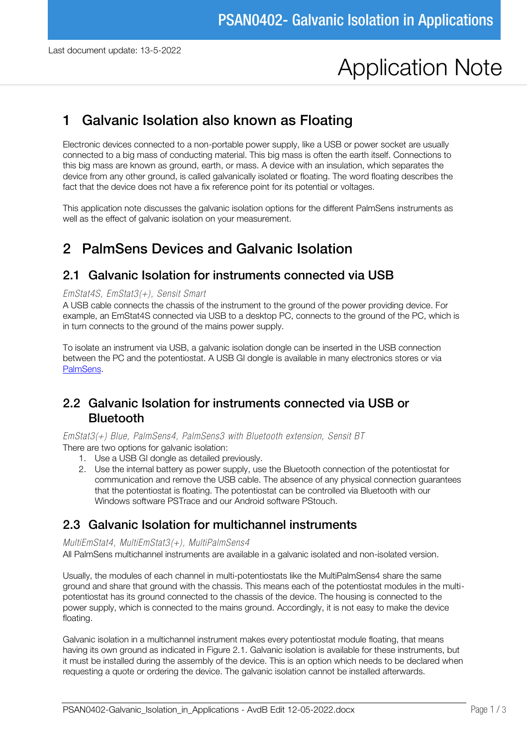Last document update: 13-5-2022

# Application Note

# 1 Galvanic Isolation also known as Floating

Electronic devices connected to a non-portable power supply, like a USB or power socket are usually connected to a big mass of conducting material. This big mass is often the earth itself. Connections to this big mass are known as ground, earth, or mass. A device with an insulation, which separates the device from any other ground, is called galvanically isolated or floating. The word floating describes the fact that the device does not have a fix reference point for its potential or voltages.

This application note discusses the galvanic isolation options for the different PalmSens instruments as well as the effect of galvanic isolation on your measurement.

# 2 PalmSens Devices and Galvanic Isolation

## 2.1 Galvanic Isolation for instruments connected via USB

*EmStat4S, EmStat3(+), Sensit Smart*

A USB cable connects the chassis of the instrument to the ground of the power providing device. For example, an EmStat4S connected via USB to a desktop PC, connects to the ground of the PC, which is in turn connects to the ground of the mains power supply.

To isolate an instrument via USB, a galvanic isolation dongle can be inserted in the USB connection between the PC and the potentiostat. A USB GI dongle is available in many electronics stores or via PalmSens.

## 2.2 Galvanic Isolation for instruments connected via USB or Bluetooth

*EmStat3(+) Blue, PalmSens4, PalmSens3 with Bluetooth extension, Sensit BT*

There are two options for galvanic isolation:

1. Use a USB GI dongle as detailed previously.
2. Use the internal battery as power supply, use the Bluetooth connection of the potentiostat for communication and remove the USB cable. The absence of any physical connection guarantees that the potentiostat is floating. The potentiostat can be controlled via Bluetooth with our Windows software PSTrace and our Android software PStouch.

## 2.3 Galvanic Isolation for multichannel instruments

*MultiEmStat4, MultiEmStat3(+), MultiPalmSens4*

All PalmSens multichannel instruments are available in a galvanic isolated and non-isolated version.

Usually, the modules of each channel in multi-potentiostats like the MultiPalmSens4 share the same ground and share that ground with the chassis. This means each of the potentiostat modules in the multi-potentiostat has its ground connected to the chassis of the device. The housing is connected to the power supply, which is connected to the mains ground. Accordingly, it is not easy to make the device floating.

Galvanic isolation in a multichannel instrument makes every potentiostat module floating, that means having its own ground as indicated in Figure 2.1. Galvanic isolation is available for these instruments, but it must be installed during the assembly of the device. This is an option which needs to be declared when requesting a quote or ordering the device. The galvanic isolation cannot be installed afterwards.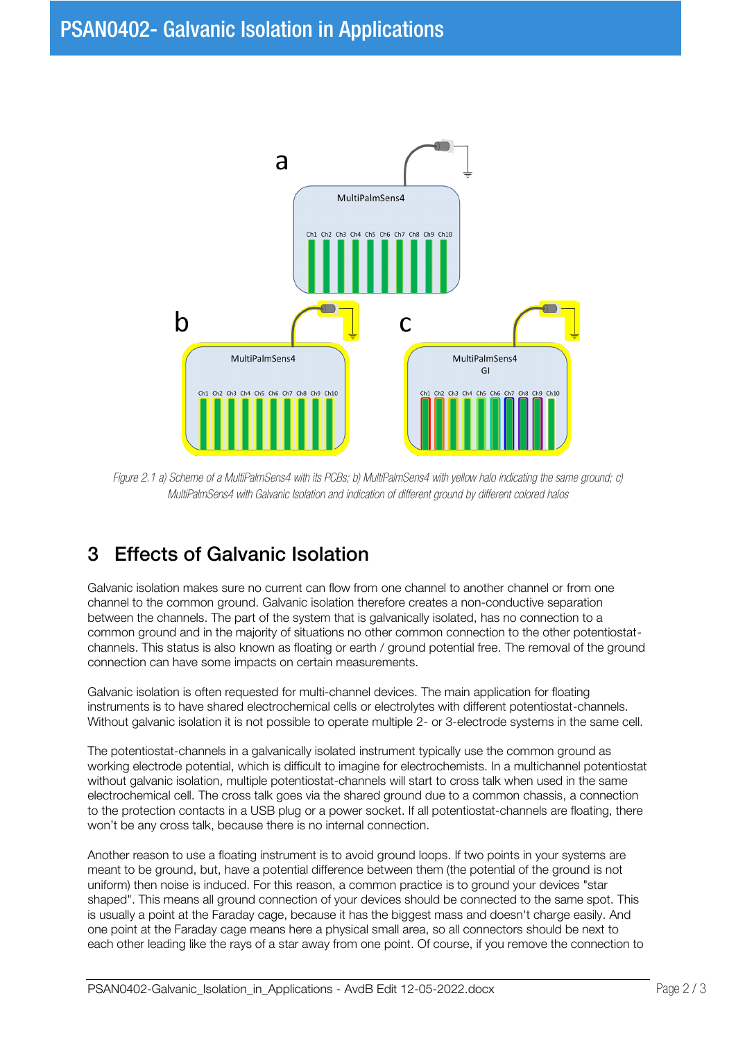Figure 2.1 a) Scheme of a MultiPalmSens4 with its PCBs; b) MultiPalmSens4 with yellow halo indicating the same ground; c) MultiPalmSens4 with Galvanic Isolation and indication of different ground by different colored halos

## 3 Effects of Galvanic Isolation

Galvanic isolation makes sure no current can flow from one channel to another channel or from one channel to the common ground. Galvanic isolation therefore creates a non-conductive separation between the channels. The part of the system that is galvanically isolated, has no connection to a common ground and in the majority of situations no other common connection to the other potentiostat-channels. This status is also known as floating or earth / ground potential free. The removal of the ground connection can have some impacts on certain measurements.

Galvanic isolation is often requested for multi-channel devices. The main application for floating instruments is to have shared electrochemical cells or electrolytes with different potentiostat-channels. Without galvanic isolation it is not possible to operate multiple 2- or 3-electrode systems in the same cell.

The potentiostat-channels in a galvanically isolated instrument typically use the common ground as working electrode potential, which is difficult to imagine for electrochemists. In a multichannel potentiostat without galvanic isolation, multiple potentiostat-channels will start to cross talk when used in the same electrochemical cell. The cross talk goes via the shared ground due to a common chassis, a connection to the protection contacts in a USB plug or a power socket. If all potentiostat-channels are floating, there won't be any cross talk, because there is no internal connection.

Another reason to use a floating instrument is to avoid ground loops. If two points in your systems are meant to be ground, but, have a potential difference between them (the potential of the ground is not uniform) then noise is induced. For this reason, a common practice is to ground your devices "star shaped". This means all ground connection of your devices should be connected to the same spot. This is usually a point at the Faraday cage, because it has the biggest mass and doesn't charge easily. And one point at the Faraday cage means here a physical small area, so all connectors should be next to each other leading like the rays of a star away from one point. Of course, if you remove the connection to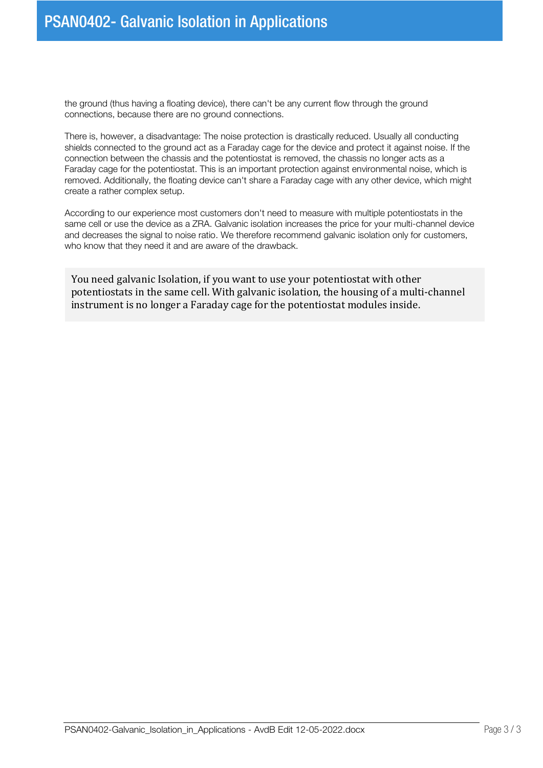the ground (thus having a floating device), there can't be any current flow through the ground connections, because there are no ground connections.

There is, however, a disadvantage: The noise protection is drastically reduced. Usually all conducting shields connected to the ground act as a Faraday cage for the device and protect it against noise. If the connection between the chassis and the potentiostat is removed, the chassis no longer acts as a Faraday cage for the potentiostat. This is an important protection against environmental noise, which is removed. Additionally, the floating device can't share a Faraday cage with any other device, which might create a rather complex setup.

According to our experience most customers don't need to measure with multiple potentiostats in the same cell or use the device as a ZRA. Galvanic isolation increases the price for your multi-channel device and decreases the signal to noise ratio. We therefore recommend galvanic isolation only for customers, who know that they need it and are aware of the drawback.

> You need galvanic Isolation, if you want to use your potentiostat with other potentiostats in the same cell. With galvanic isolation, the housing of a multi-channel instrument is no longer a Faraday cage for the potentiostat modules inside.